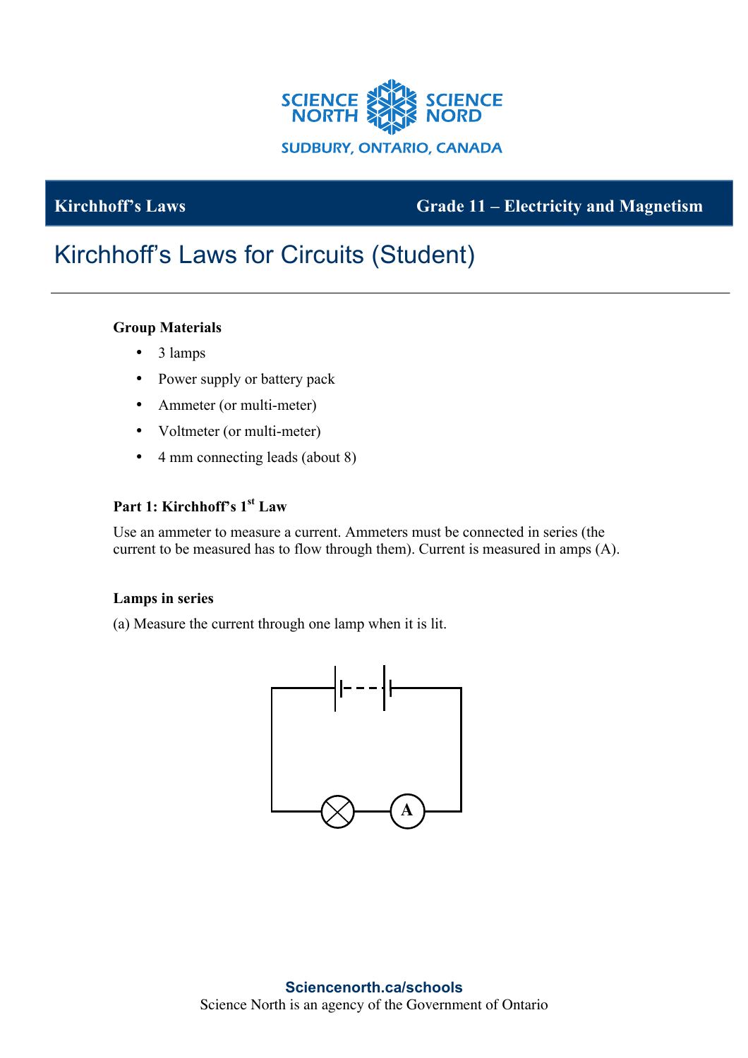**Kirchhoff's Laws** | **Grade 11 – Electricity and Magnetism**

# Kirchhoff's Laws for Circuits (Student)

**Group Materials**

- 3 lamps
- Power supply or battery pack
- Ammeter (or multi-meter)
- Voltmeter (or multi-meter)
- 4 mm connecting leads (about 8)

### Part 1: Kirchhoff's 1st Law

Use an ammeter to measure a current. Ammeters must be connected in series (the current to be measured has to flow through them). Current is measured in amps (A).

**Lamps in series**

(a) Measure the current through one lamp when it is lit.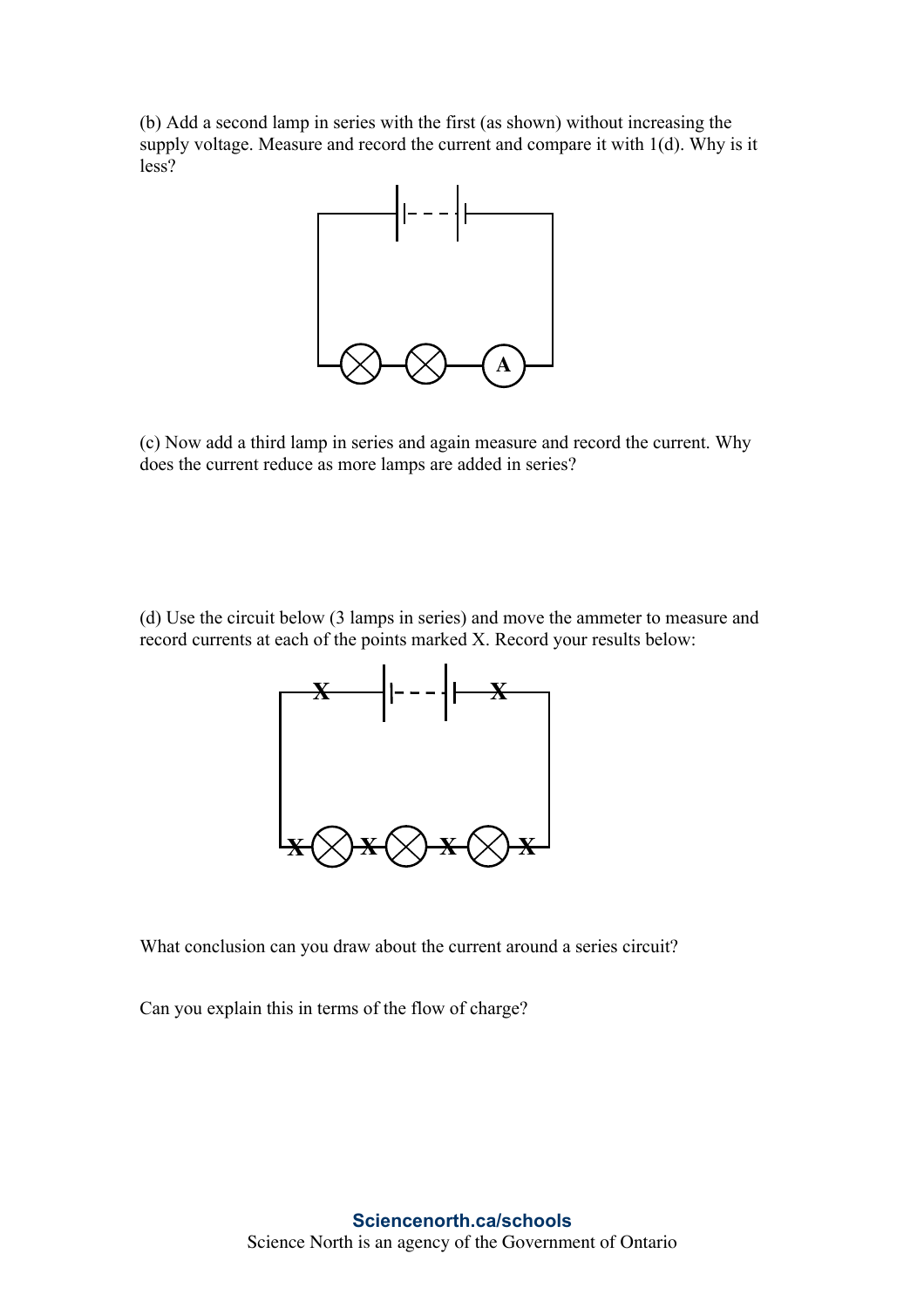(b) Add a second lamp in series with the first (as shown) without increasing the supply voltage. Measure and record the current and compare it with 1(d). Why is it less?

(c) Now add a third lamp in series and again measure and record the current. Why does the current reduce as more lamps are added in series?

(d) Use the circuit below (3 lamps in series) and move the ammeter to measure and record currents at each of the points marked X. Record your results below:

What conclusion can you draw about the current around a series circuit?

Can you explain this in terms of the flow of charge?

**Sciencenorth.ca/schools**
Science North is an agency of the Government of Ontario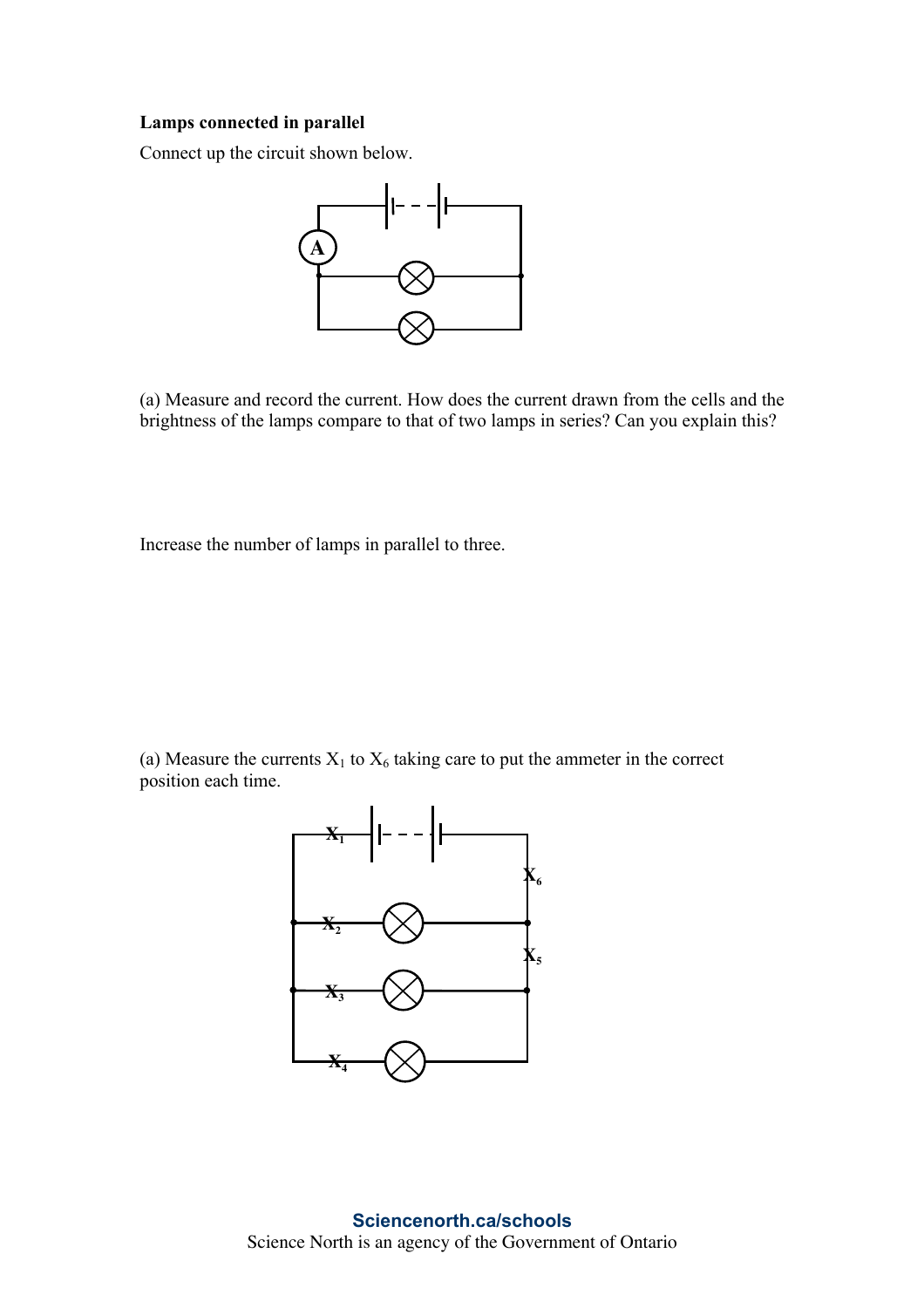**Lamps connected in parallel**

Connect up the circuit shown below.

(a) Measure and record the current. How does the current drawn from the cells and the brightness of the lamps compare to that of two lamps in series? Can you explain this?

Increase the number of lamps in parallel to three.

(a) Measure the currents $X_1$ to $X_6$ taking care to put the ammeter in the correct position each time.

Sciencenorth.ca/schools

Science North is an agency of the Government of Ontario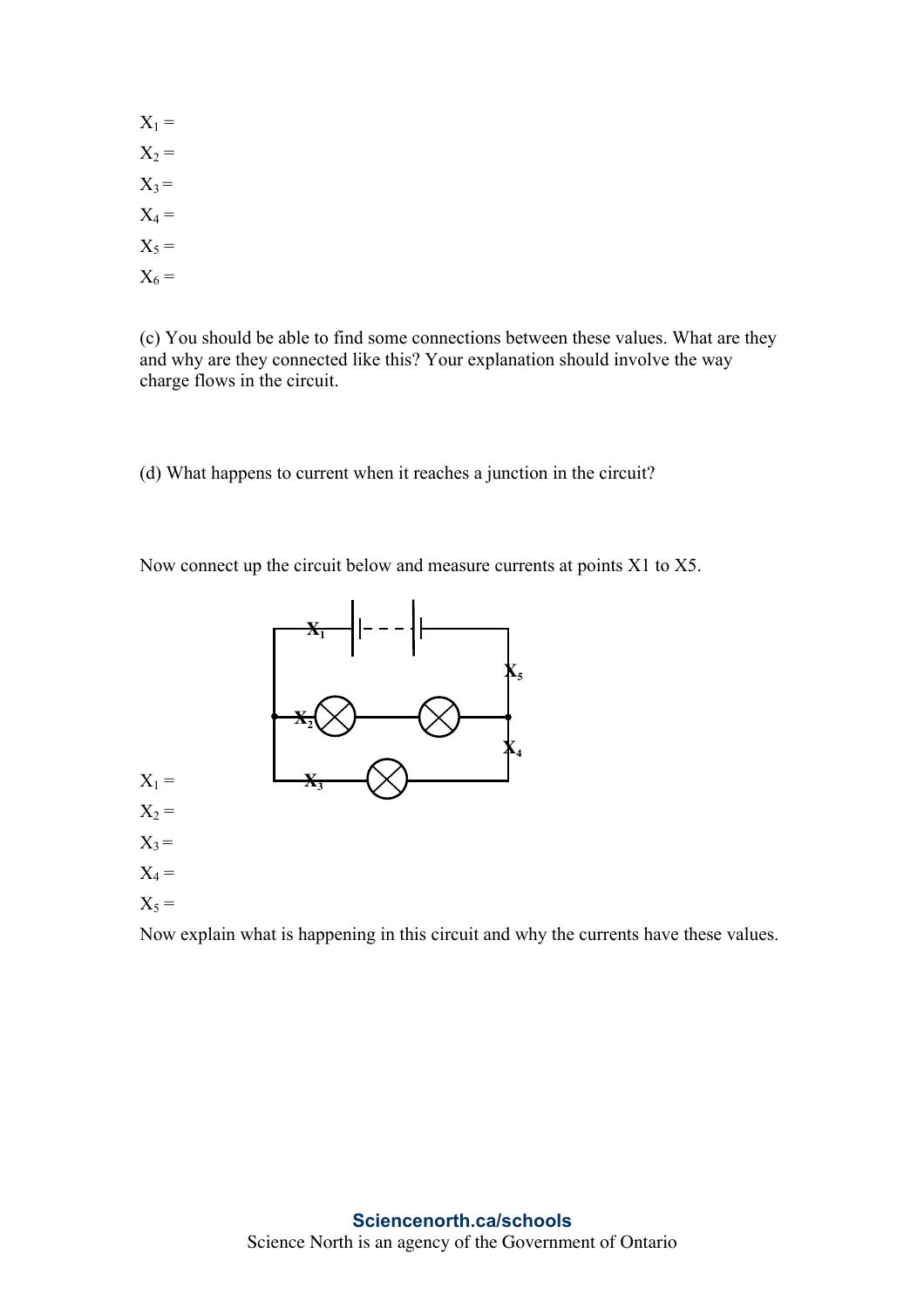$X_1$ =

$X_2$ =

$X_3$ =

$X_4$ =

$X_5$ =

$X_6$ =

(c) You should be able to find some connections between these values. What are they and why are they connected like this? Your explanation should involve the way charge flows in the circuit.

(d) What happens to current when it reaches a junction in the circuit?

Now connect up the circuit below and measure currents at points X1 to X5.

$X_1$ =

$X_2$ =

$X_3$ =

$X_4$ =

$X_5$ =

Now explain what is happening in this circuit and why the currents have these values.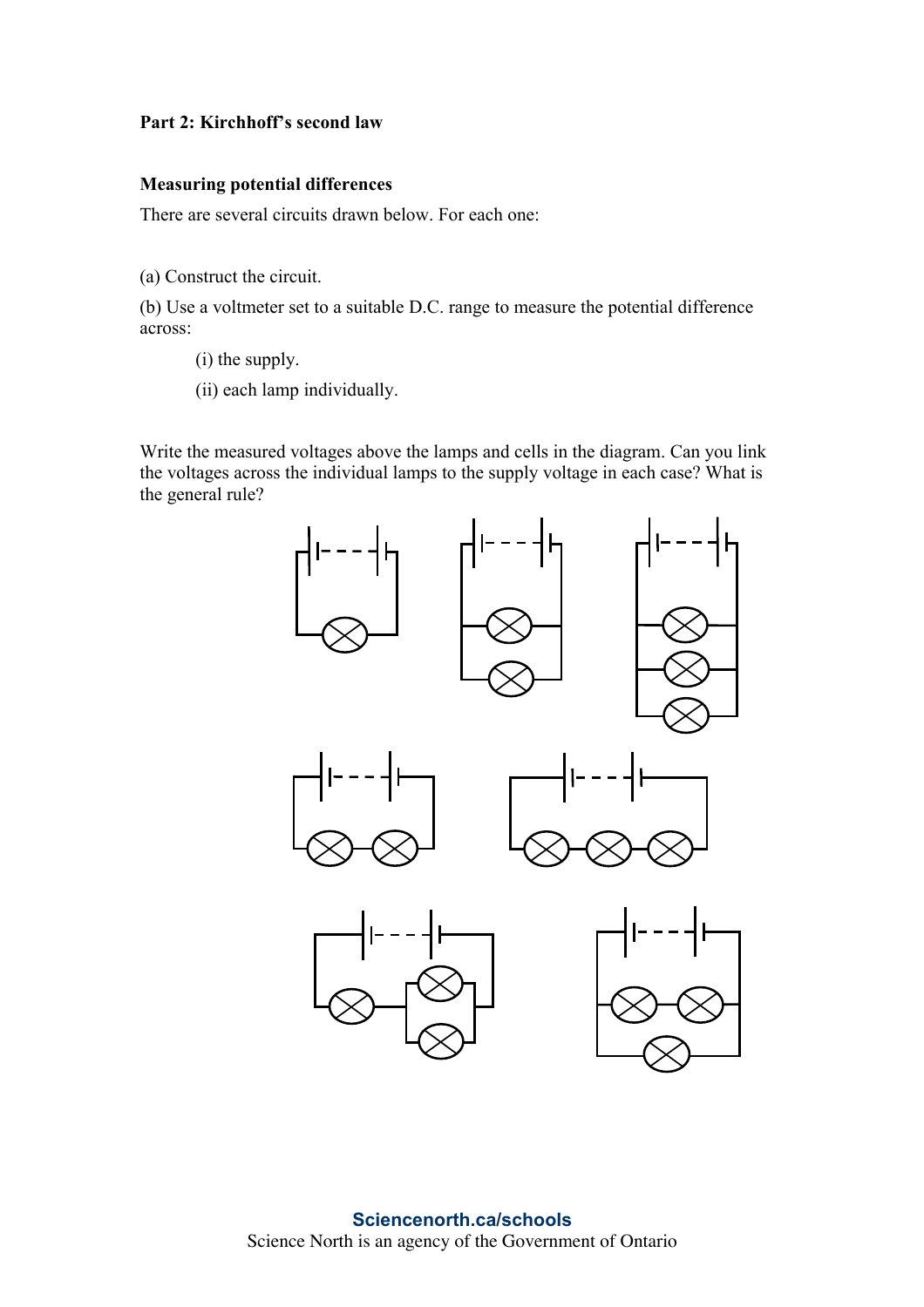**Part 2: Kirchhoff's second law**

**Measuring potential differences**

There are several circuits drawn below. For each one:

(a) Construct the circuit.

(b) Use a voltmeter set to a suitable D.C. range to measure the potential difference across:

> (i) the supply.
>
> (ii) each lamp individually.

Write the measured voltages above the lamps and cells in the diagram. Can you link the voltages across the individual lamps to the supply voltage in each case? What is the general rule?